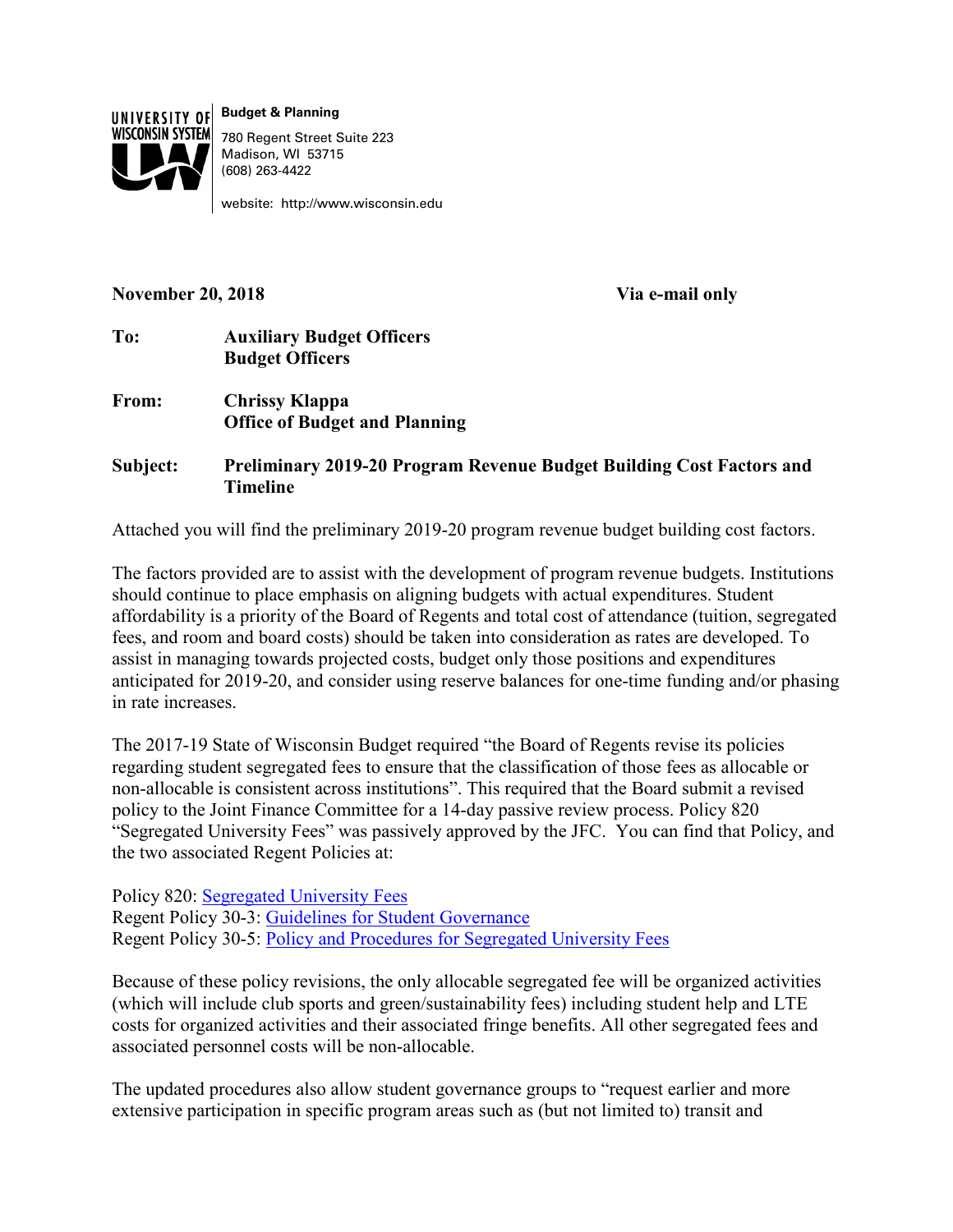UNIVERSITY OF WISCONSIN SYSTEM

**Budget & Planning**

780 Regent Street Suite 223
Madison, WI 53715
(608) 263-4422

website: http://www.wisconsin.edu

**November 20, 2018** **Via e-mail only**

**To:** **Auxiliary Budget Officers**
**Budget Officers**

**From:** **Chrissy Klappa**
**Office of Budget and Planning**

**Subject:** **Preliminary 2019-20 Program Revenue Budget Building Cost Factors and Timeline**

Attached you will find the preliminary 2019-20 program revenue budget building cost factors.

The factors provided are to assist with the development of program revenue budgets. Institutions should continue to place emphasis on aligning budgets with actual expenditures. Student affordability is a priority of the Board of Regents and total cost of attendance (tuition, segregated fees, and room and board costs) should be taken into consideration as rates are developed. To assist in managing towards projected costs, budget only those positions and expenditures anticipated for 2019-20, and consider using reserve balances for one-time funding and/or phasing in rate increases.

The 2017-19 State of Wisconsin Budget required "the Board of Regents revise its policies regarding student segregated fees to ensure that the classification of those fees as allocable or non-allocable is consistent across institutions". This required that the Board submit a revised policy to the Joint Finance Committee for a 14-day passive review process. Policy 820 "Segregated University Fees" was passively approved by the JFC. You can find that Policy, and the two associated Regent Policies at:

Policy 820: Segregated University Fees
Regent Policy 30-3: Guidelines for Student Governance
Regent Policy 30-5: Policy and Procedures for Segregated University Fees

Because of these policy revisions, the only allocable segregated fee will be organized activities (which will include club sports and green/sustainability fees) including student help and LTE costs for organized activities and their associated fringe benefits. All other segregated fees and associated personnel costs will be non-allocable.

The updated procedures also allow student governance groups to "request earlier and more extensive participation in specific program areas such as (but not limited to) transit and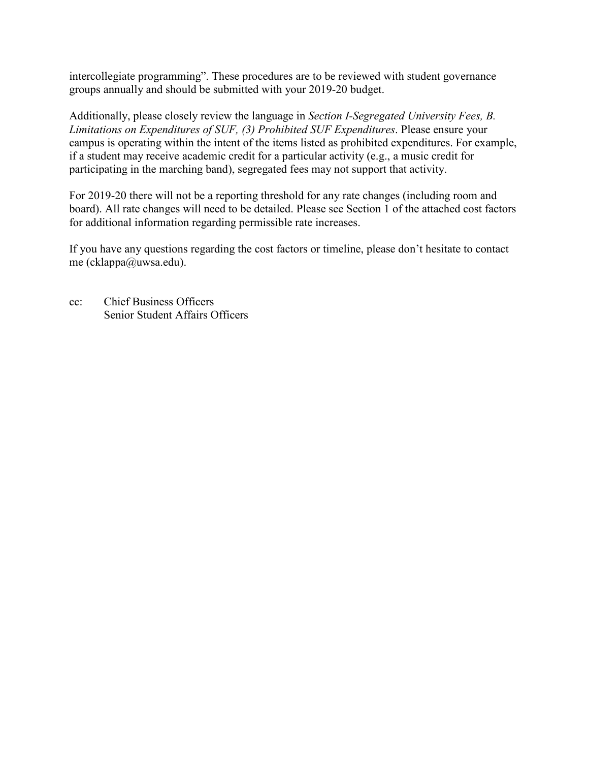intercollegiate programming". These procedures are to be reviewed with student governance groups annually and should be submitted with your 2019-20 budget.

Additionally, please closely review the language in *Section I-Segregated University Fees, B. Limitations on Expenditures of SUF, (3) Prohibited SUF Expenditures*. Please ensure your campus is operating within the intent of the items listed as prohibited expenditures. For example, if a student may receive academic credit for a particular activity (e.g., a music credit for participating in the marching band), segregated fees may not support that activity.

For 2019-20 there will not be a reporting threshold for any rate changes (including room and board). All rate changes will need to be detailed. Please see Section 1 of the attached cost factors for additional information regarding permissible rate increases.

If you have any questions regarding the cost factors or timeline, please don't hesitate to contact me (cklappa@uwsa.edu).

cc: Chief Business Officers
Senior Student Affairs Officers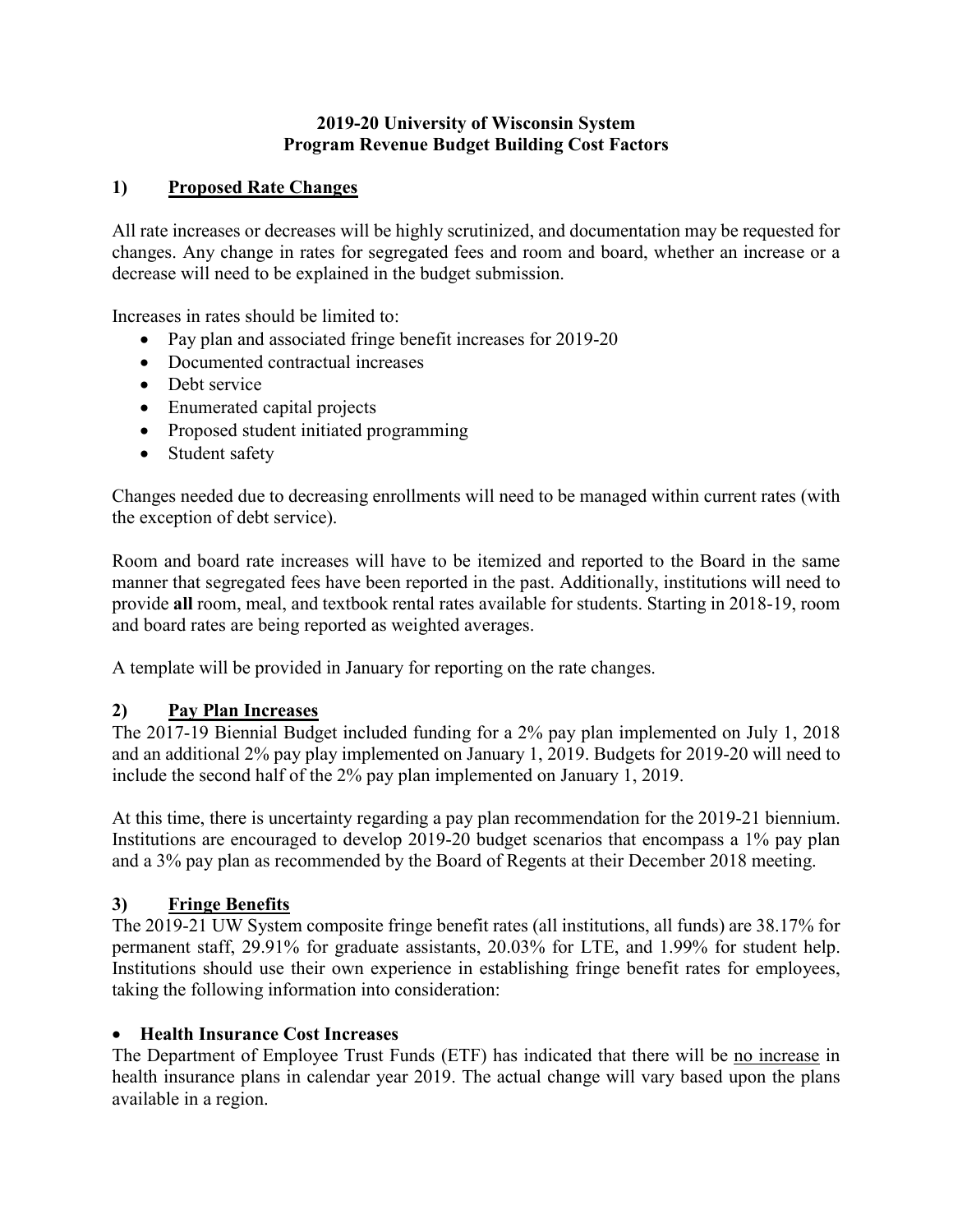**2019-20 University of Wisconsin System**
**Program Revenue Budget Building Cost Factors**

## 1) Proposed Rate Changes

All rate increases or decreases will be highly scrutinized, and documentation may be requested for changes. Any change in rates for segregated fees and room and board, whether an increase or a decrease will need to be explained in the budget submission.

Increases in rates should be limited to:

- Pay plan and associated fringe benefit increases for 2019-20
- Documented contractual increases
- Debt service
- Enumerated capital projects
- Proposed student initiated programming
- Student safety

Changes needed due to decreasing enrollments will need to be managed within current rates (with the exception of debt service).

Room and board rate increases will have to be itemized and reported to the Board in the same manner that segregated fees have been reported in the past. Additionally, institutions will need to provide **all** room, meal, and textbook rental rates available for students. Starting in 2018-19, room and board rates are being reported as weighted averages.

A template will be provided in January for reporting on the rate changes.

## 2) Pay Plan Increases

The 2017-19 Biennial Budget included funding for a 2% pay plan implemented on July 1, 2018 and an additional 2% pay play implemented on January 1, 2019. Budgets for 2019-20 will need to include the second half of the 2% pay plan implemented on January 1, 2019.

At this time, there is uncertainty regarding a pay plan recommendation for the 2019-21 biennium. Institutions are encouraged to develop 2019-20 budget scenarios that encompass a 1% pay plan and a 3% pay plan as recommended by the Board of Regents at their December 2018 meeting.

## 3) Fringe Benefits

The 2019-21 UW System composite fringe benefit rates (all institutions, all funds) are 38.17% for permanent staff, 29.91% for graduate assistants, 20.03% for LTE, and 1.99% for student help. Institutions should use their own experience in establishing fringe benefit rates for employees, taking the following information into consideration:

- **Health Insurance Cost Increases**

The Department of Employee Trust Funds (ETF) has indicated that there will be no increase in health insurance plans in calendar year 2019. The actual change will vary based upon the plans available in a region.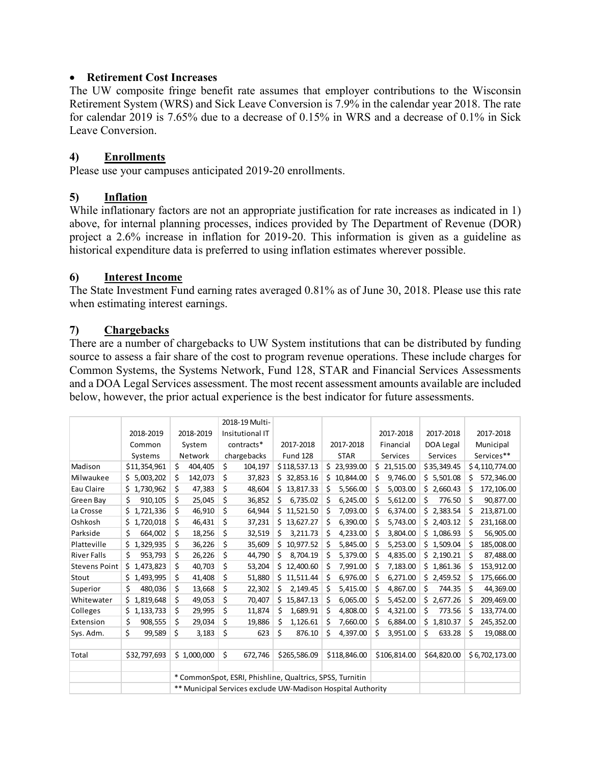- **Retirement Cost Increases**

The UW composite fringe benefit rate assumes that employer contributions to the Wisconsin Retirement System (WRS) and Sick Leave Conversion is 7.9% in the calendar year 2018. The rate for calendar 2019 is 7.65% due to a decrease of 0.15% in WRS and a decrease of 0.1% in Sick Leave Conversion.

## 4) Enrollments

Please use your campuses anticipated 2019-20 enrollments.

## 5) Inflation

While inflationary factors are not an appropriate justification for rate increases as indicated in 1) above, for internal planning processes, indices provided by The Department of Revenue (DOR) project a 2.6% increase in inflation for 2019-20. This information is given as a guideline as historical expenditure data is preferred to using inflation estimates wherever possible.

## 6) Interest Income

The State Investment Fund earning rates averaged 0.81% as of June 30, 2018. Please use this rate when estimating interest earnings.

## 7) Chargebacks

There are a number of chargebacks to UW System institutions that can be distributed by funding source to assess a fair share of the cost to program revenue operations. These include charges for Common Systems, the Systems Network, Fund 128, STAR and Financial Services Assessments and a DOA Legal Services assessment. The most recent assessment amounts available are included below, however, the prior actual experience is the best indicator for future assessments.

| | 2018-2019 Common Systems | 2018-2019 System Network | 2018-19 Multi-Insitutional IT contracts* chargebacks | 2017-2018 Fund 128 | 2017-2018 STAR | 2017-2018 Financial Services | 2017-2018 DOA Legal Services | 2017-2018 Municipal Services** |
|---|---|---|---|---|---|---|---|---|
| Madison | $11,354,961 | $ 404,405 | $ 104,197 | $ 118,537.13 | $ 23,939.00 | $ 21,515.00 | $35,349.45 | $ 4,110,774.00 |
| Milwaukee | $ 5,003,202 | $ 142,073 | $ 37,823 | $ 32,853.16 | $ 10,844.00 | $ 9,746.00 | $ 5,501.08 | $ 572,346.00 |
| Eau Claire | $ 1,730,962 | $ 47,383 | $ 48,604 | $ 13,817.33 | $ 5,566.00 | $ 5,003.00 | $ 2,660.43 | $ 172,106.00 |
| Green Bay | $ 910,105 | $ 25,045 | $ 36,852 | $ 6,735.02 | $ 6,245.00 | $ 5,612.00 | $ 776.50 | $ 90,877.00 |
| La Crosse | $ 1,721,336 | $ 46,910 | $ 64,944 | $ 11,521.50 | $ 7,093.00 | $ 6,374.00 | $ 2,383.54 | $ 213,871.00 |
| Oshkosh | $ 1,720,018 | $ 46,431 | $ 37,231 | $ 13,627.27 | $ 6,390.00 | $ 5,743.00 | $ 2,403.12 | $ 231,168.00 |
| Parkside | $ 664,002 | $ 18,256 | $ 32,519 | $ 3,211.73 | $ 4,233.00 | $ 3,804.00 | $ 1,086.93 | $ 56,905.00 |
| Platteville | $ 1,329,935 | $ 36,226 | $ 35,609 | $ 10,977.52 | $ 5,845.00 | $ 5,253.00 | $ 1,509.04 | $ 185,008.00 |
| River Falls | $ 953,793 | $ 26,226 | $ 44,790 | $ 8,704.19 | $ 5,379.00 | $ 4,835.00 | $ 2,190.21 | $ 87,488.00 |
| Stevens Point | $ 1,473,823 | $ 40,703 | $ 53,204 | $ 12,400.60 | $ 7,991.00 | $ 7,183.00 | $ 1,861.36 | $ 153,912.00 |
| Stout | $ 1,493,995 | $ 41,408 | $ 51,880 | $ 11,511.44 | $ 6,976.00 | $ 6,271.00 | $ 2,459.52 | $ 175,666.00 |
| Superior | $ 480,036 | $ 13,668 | $ 22,302 | $ 2,149.45 | $ 5,415.00 | $ 4,867.00 | $ 744.35 | $ 44,369.00 |
| Whitewater | $ 1,819,648 | $ 49,053 | $ 70,407 | $ 15,847.13 | $ 6,065.00 | $ 5,452.00 | $ 2,677.26 | $ 209,469.00 |
| Colleges | $ 1,133,733 | $ 29,995 | $ 11,874 | $ 1,689.91 | $ 4,808.00 | $ 4,321.00 | $ 773.56 | $ 133,774.00 |
| Extension | $ 908,555 | $ 29,034 | $ 19,886 | $ 1,126.61 | $ 7,660.00 | $ 6,884.00 | $ 1,810.37 | $ 245,352.00 |
| Sys. Adm. | $ 99,589 | $ 3,183 | $ 623 | $ 876.10 | $ 4,397.00 | $ 3,951.00 | $ 633.28 | $ 19,088.00 |
| | | | | | | | | |
| Total | $32,797,693 | $ 1,000,000 | $ 672,746 | $265,586.09 | $118,846.00 | $106,814.00 | $64,820.00 | $ 6,702,173.00 |
| | | * CommonSpot, ESRI, Phishline, Qualtrics, SPSS, Turnitin | | | | | | |
| | | ** Municipal Services exclude UW-Madison Hospital Authority | | | | | | |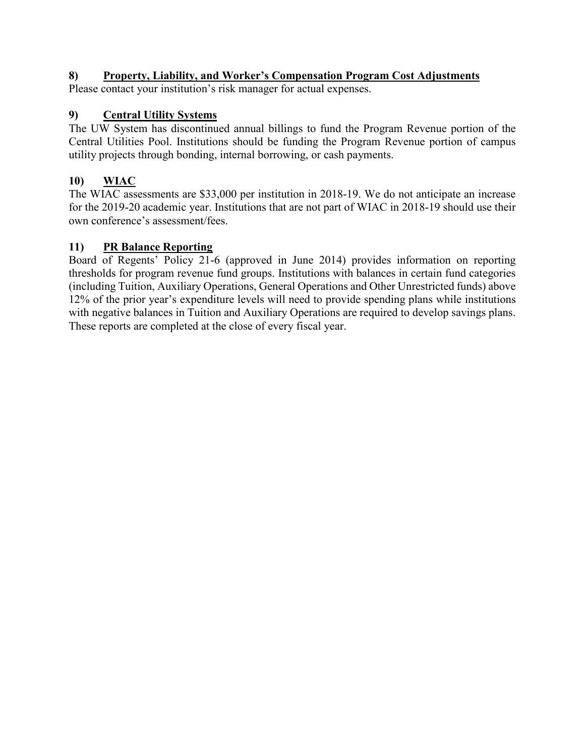**8) Property, Liability, and Worker's Compensation Program Cost Adjustments**

Please contact your institution's risk manager for actual expenses.

**9) Central Utility Systems**

The UW System has discontinued annual billings to fund the Program Revenue portion of the Central Utilities Pool. Institutions should be funding the Program Revenue portion of campus utility projects through bonding, internal borrowing, or cash payments.

**10) WIAC**

The WIAC assessments are $33,000 per institution in 2018-19. We do not anticipate an increase for the 2019-20 academic year. Institutions that are not part of WIAC in 2018-19 should use their own conference's assessment/fees.

**11) PR Balance Reporting**

Board of Regents' Policy 21-6 (approved in June 2014) provides information on reporting thresholds for program revenue fund groups. Institutions with balances in certain fund categories (including Tuition, Auxiliary Operations, General Operations and Other Unrestricted funds) above 12% of the prior year's expenditure levels will need to provide spending plans while institutions with negative balances in Tuition and Auxiliary Operations are required to develop savings plans. These reports are completed at the close of every fiscal year.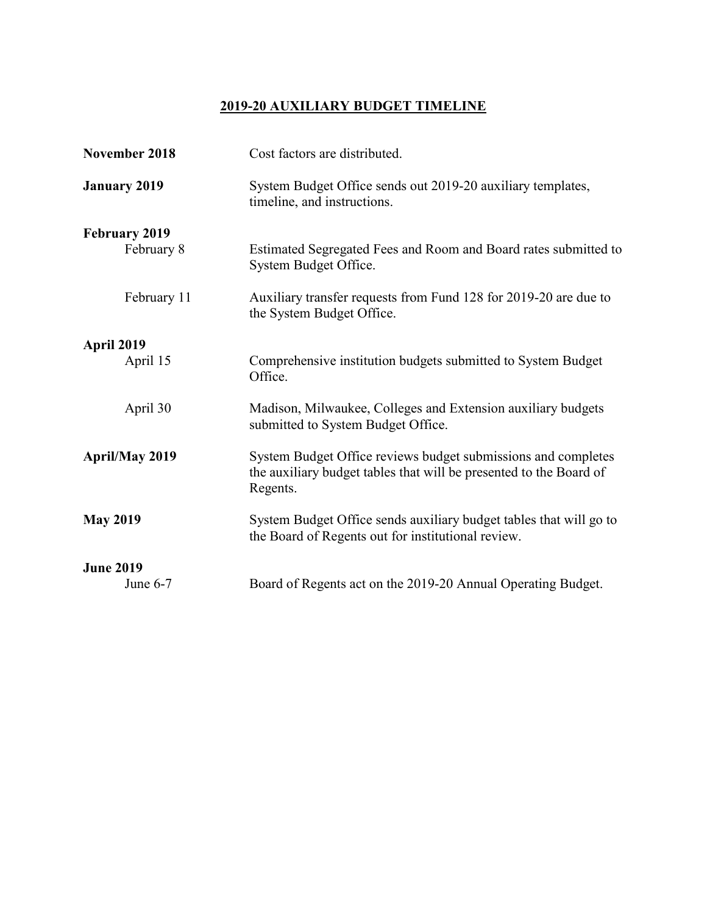# 2019-20 AUXILIARY BUDGET TIMELINE

**November 2018** — Cost factors are distributed.

**January 2019** — System Budget Office sends out 2019-20 auxiliary templates, timeline, and instructions.

**February 2019**

- February 8 — Estimated Segregated Fees and Room and Board rates submitted to System Budget Office.
- February 11 — Auxiliary transfer requests from Fund 128 for 2019-20 are due to the System Budget Office.

**April 2019**

- April 15 — Comprehensive institution budgets submitted to System Budget Office.
- April 30 — Madison, Milwaukee, Colleges and Extension auxiliary budgets submitted to System Budget Office.

**April/May 2019** — System Budget Office reviews budget submissions and completes the auxiliary budget tables that will be presented to the Board of Regents.

**May 2019** — System Budget Office sends auxiliary budget tables that will go to the Board of Regents out for institutional review.

**June 2019**

- June 6-7 — Board of Regents act on the 2019-20 Annual Operating Budget.